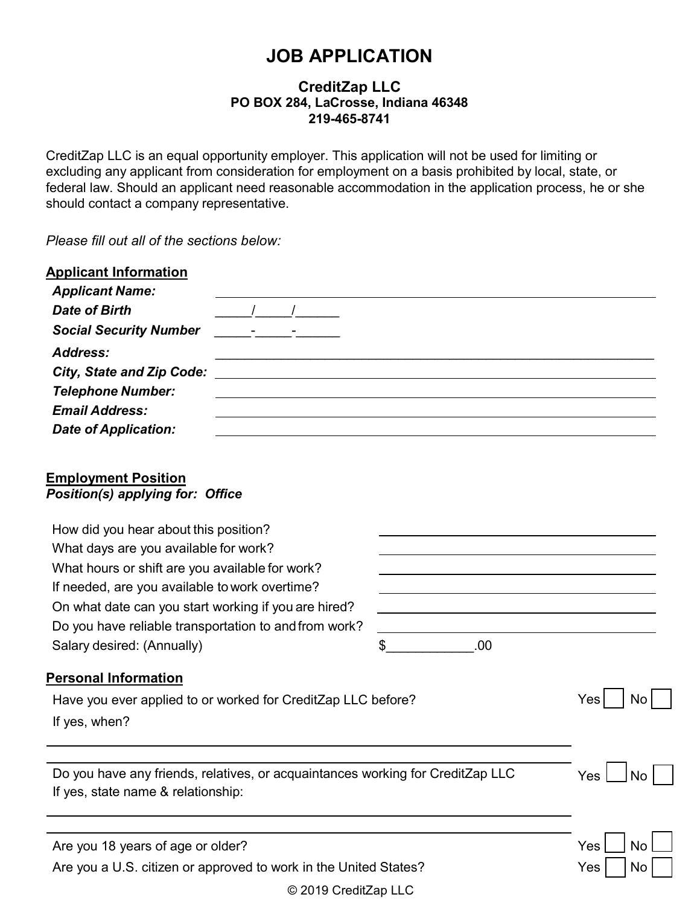# JOB APPLICATION

**CreditZap LLC**
**PO BOX 284, LaCrosse, Indiana 46348**
**219-465-8741**

CreditZap LLC is an equal opportunity employer. This application will not be used for limiting or excluding any applicant from consideration for employment on a basis prohibited by local, state, or federal law. Should an applicant need reasonable accommodation in the application process, he or she should contact a company representative.

*Please fill out all of the sections below:*

## Applicant Information

***Applicant Name:*** ______________________________

***Date of Birth*** _____/_____/______

***Social Security Number*** _____-_____-______

***Address:*** ______________________________

***City, State and Zip Code:*** ______________________________

***Telephone Number:*** ______________________________

***Email Address:*** ______________________________

***Date of Application:*** ______________________________

## Employment Position

***Position(s) applying for: Office***

How did you hear about this position? ______________________________

What days are you available for work? ______________________________

What hours or shift are you available for work? ______________________________

If needed, are you available to work overtime? ______________________________

On what date can you start working if you are hired? ______________________________

Do you have reliable transportation to and from work? ______________________________

Salary desired: (Annually) $____________.00

## Personal Information

Have you ever applied to or worked for CreditZap LLC before? Yes ☐ No ☐

If yes, when?

______________________________

Do you have any friends, relatives, or acquaintances working for CreditZap LLC Yes ☐ No ☐

If yes, state name & relationship:

______________________________

Are you 18 years of age or older? Yes ☐ No ☐

Are you a U.S. citizen or approved to work in the United States? Yes ☐ No ☐

© 2019 CreditZap LLC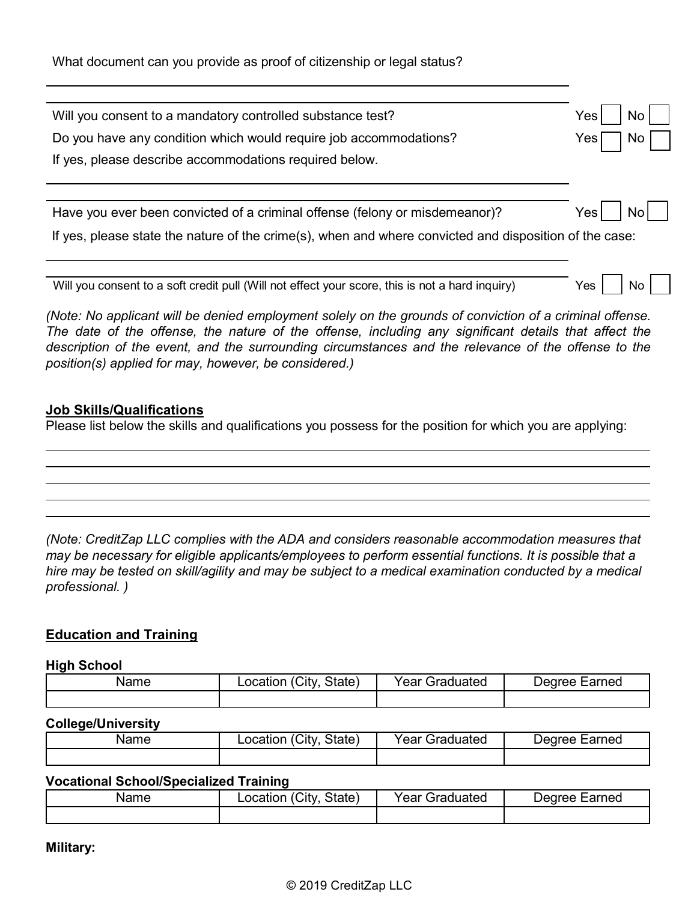What document can you provide as proof of citizenship or legal status?

\_\_\_\_\_\_\_\_\_\_\_\_\_\_\_\_\_\_\_\_\_\_\_\_\_\_\_\_\_\_\_\_\_\_\_\_\_\_\_\_\_\_\_\_

Will you consent to a mandatory controlled substance test? Yes ☐ No ☐

Do you have any condition which would require job accommodations? Yes ☐ No ☐

If yes, please describe accommodations required below.

\_\_\_\_\_\_\_\_\_\_\_\_\_\_\_\_\_\_\_\_\_\_\_\_\_\_\_\_\_\_\_\_\_\_\_\_\_\_\_\_\_\_\_\_

Have you ever been convicted of a criminal offense (felony or misdemeanor)? Yes ☐ No ☐

If yes, please state the nature of the crime(s), when and where convicted and disposition of the case:

\_\_\_\_\_\_\_\_\_\_\_\_\_\_\_\_\_\_\_\_\_\_\_\_\_\_\_\_\_\_\_\_\_\_\_\_\_\_\_\_\_\_\_\_

Will you consent to a soft credit pull (Will not effect your score, this is not a hard inquiry) Yes ☐ No ☐

*(Note: No applicant will be denied employment solely on the grounds of conviction of a criminal offense. The date of the offense, the nature of the offense, including any significant details that affect the description of the event, and the surrounding circumstances and the relevance of the offense to the position(s) applied for may, however, be considered.)*

## Job Skills/Qualifications

Please list below the skills and qualifications you possess for the position for which you are applying:

\_\_\_\_\_\_\_\_\_\_\_\_\_\_\_\_\_\_\_\_\_\_\_\_\_\_\_\_\_\_\_\_\_\_\_\_\_\_\_\_\_\_\_\_

\_\_\_\_\_\_\_\_\_\_\_\_\_\_\_\_\_\_\_\_\_\_\_\_\_\_\_\_\_\_\_\_\_\_\_\_\_\_\_\_\_\_\_\_

\_\_\_\_\_\_\_\_\_\_\_\_\_\_\_\_\_\_\_\_\_\_\_\_\_\_\_\_\_\_\_\_\_\_\_\_\_\_\_\_\_\_\_\_

\_\_\_\_\_\_\_\_\_\_\_\_\_\_\_\_\_\_\_\_\_\_\_\_\_\_\_\_\_\_\_\_\_\_\_\_\_\_\_\_\_\_\_\_

\_\_\_\_\_\_\_\_\_\_\_\_\_\_\_\_\_\_\_\_\_\_\_\_\_\_\_\_\_\_\_\_\_\_\_\_\_\_\_\_\_\_\_\_

*(Note: CreditZap LLC complies with the ADA and considers reasonable accommodation measures that may be necessary for eligible applicants/employees to perform essential functions. It is possible that a hire may be tested on skill/agility and may be subject to a medical examination conducted by a medical professional. )*

## Education and Training

**High School**

| Name | Location (City, State) | Year Graduated | Degree Earned |
|---|---|---|---|
| | | | |

**College/University**

| Name | Location (City, State) | Year Graduated | Degree Earned |
|---|---|---|---|
| | | | |

**Vocational School/Specialized Training**

| Name | Location (City, State) | Year Graduated | Degree Earned |
|---|---|---|---|
| | | | |

**Military:**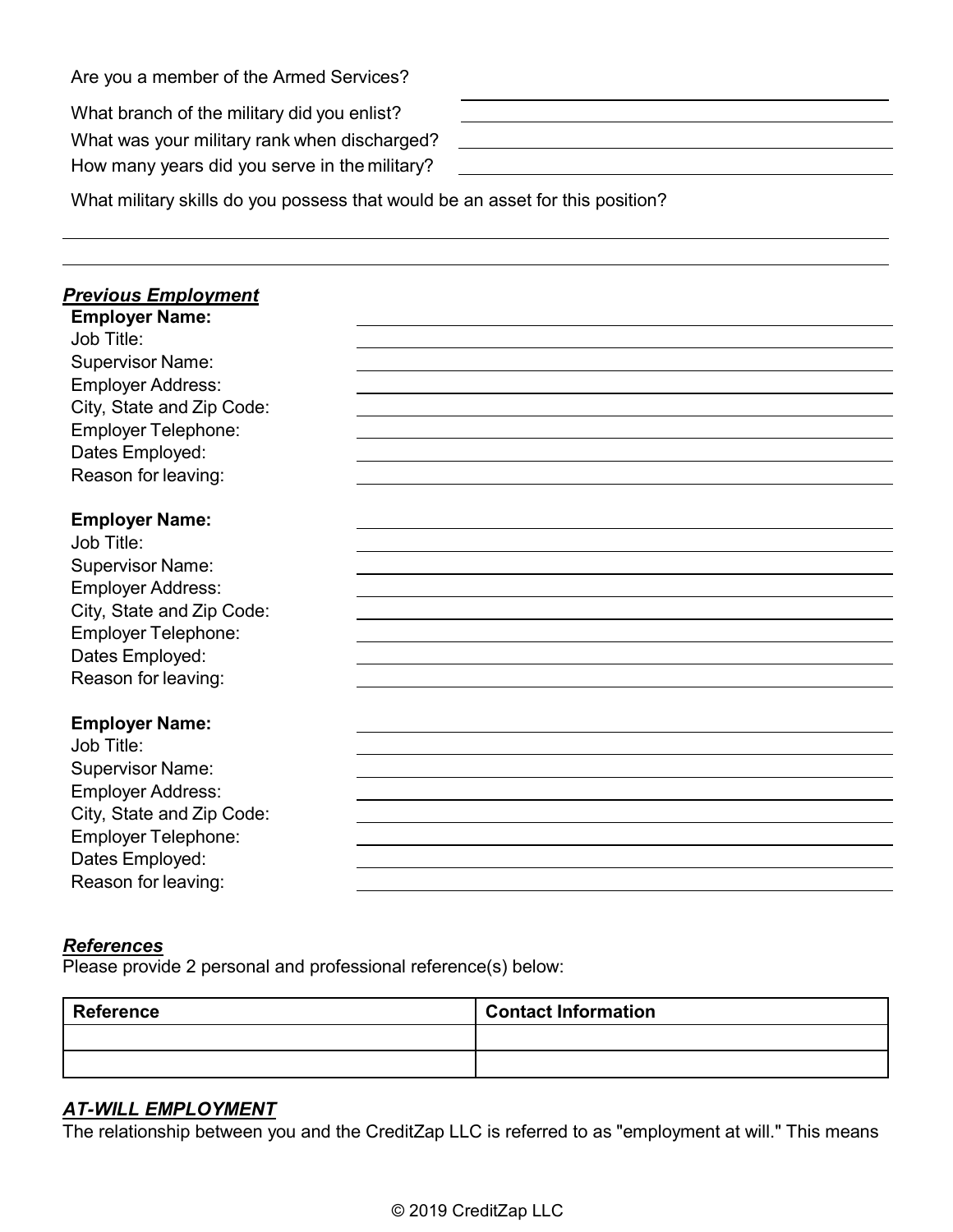Are you a member of the Armed Services? ______________________________

What branch of the military did you enlist? ______________________________

What was your military rank when discharged? ______________________________

How many years did you serve in the military? ______________________________

What military skills do you possess that would be an asset for this position?

______________________________________________________________________

______________________________________________________________________

### ***Previous Employment***

**Employer Name:** ______________________________
Job Title: ______________________________
Supervisor Name: ______________________________
Employer Address: ______________________________
City, State and Zip Code: ______________________________
Employer Telephone: ______________________________
Dates Employed: ______________________________
Reason for leaving: ______________________________

**Employer Name:** ______________________________
Job Title: ______________________________
Supervisor Name: ______________________________
Employer Address: ______________________________
City, State and Zip Code: ______________________________
Employer Telephone: ______________________________
Dates Employed: ______________________________
Reason for leaving: ______________________________

**Employer Name:** ______________________________
Job Title: ______________________________
Supervisor Name: ______________________________
Employer Address: ______________________________
City, State and Zip Code: ______________________________
Employer Telephone: ______________________________
Dates Employed: ______________________________
Reason for leaving: ______________________________

### ***References***

Please provide 2 personal and professional reference(s) below:

| Reference | Contact Information |
| --- | --- |
| | |
| | |

### ***AT-WILL EMPLOYMENT***

The relationship between you and the CreditZap LLC is referred to as "employment at will." This means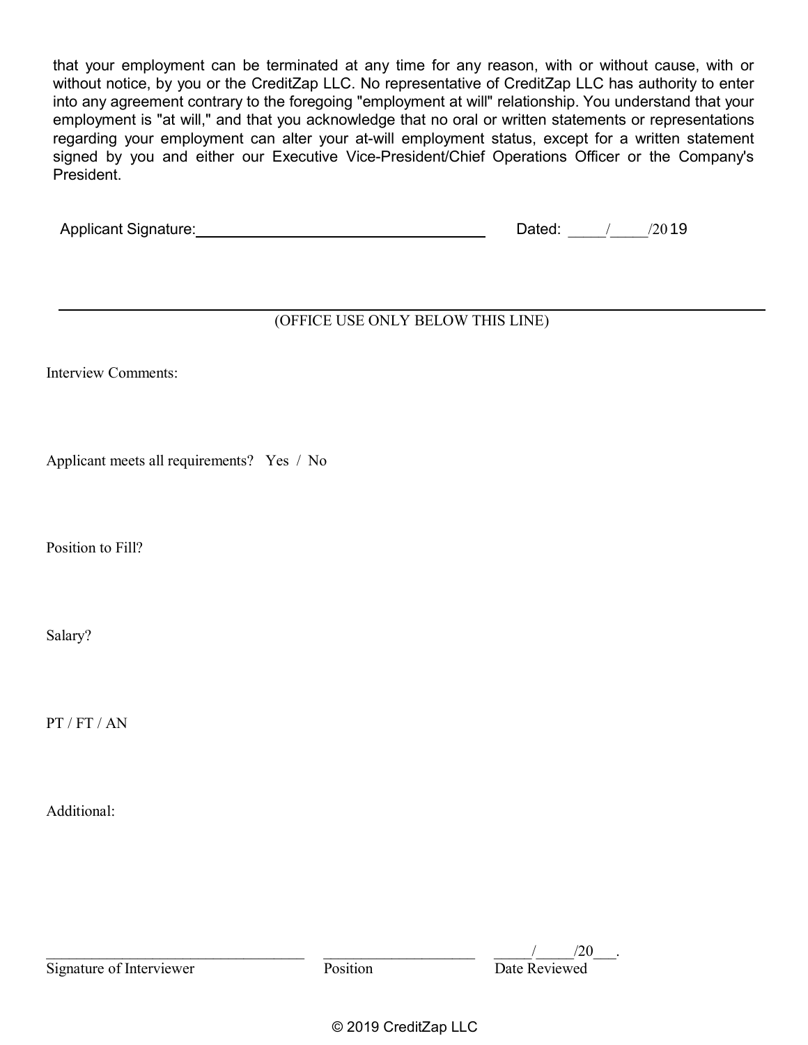that your employment can be terminated at any time for any reason, with or without cause, with or without notice, by you or the CreditZap LLC. No representative of CreditZap LLC has authority to enter into any agreement contrary to the foregoing "employment at will" relationship. You understand that your employment is "at will," and that you acknowledge that no oral or written statements or representations regarding your employment can alter your at-will employment status, except for a written statement signed by you and either our Executive Vice-President/Chief Operations Officer or the Company's President.

Applicant Signature:___________________________________ Dated: _____/_____/2019

---

(OFFICE USE ONLY BELOW THIS LINE)

Interview Comments:

Applicant meets all requirements? Yes / No

Position to Fill?

Salary?

PT / FT / AN

Additional:

_________________________________ ___________________ _____/_____/20___.

Signature of Interviewer Position Date Reviewed

© 2019 CreditZap LLC